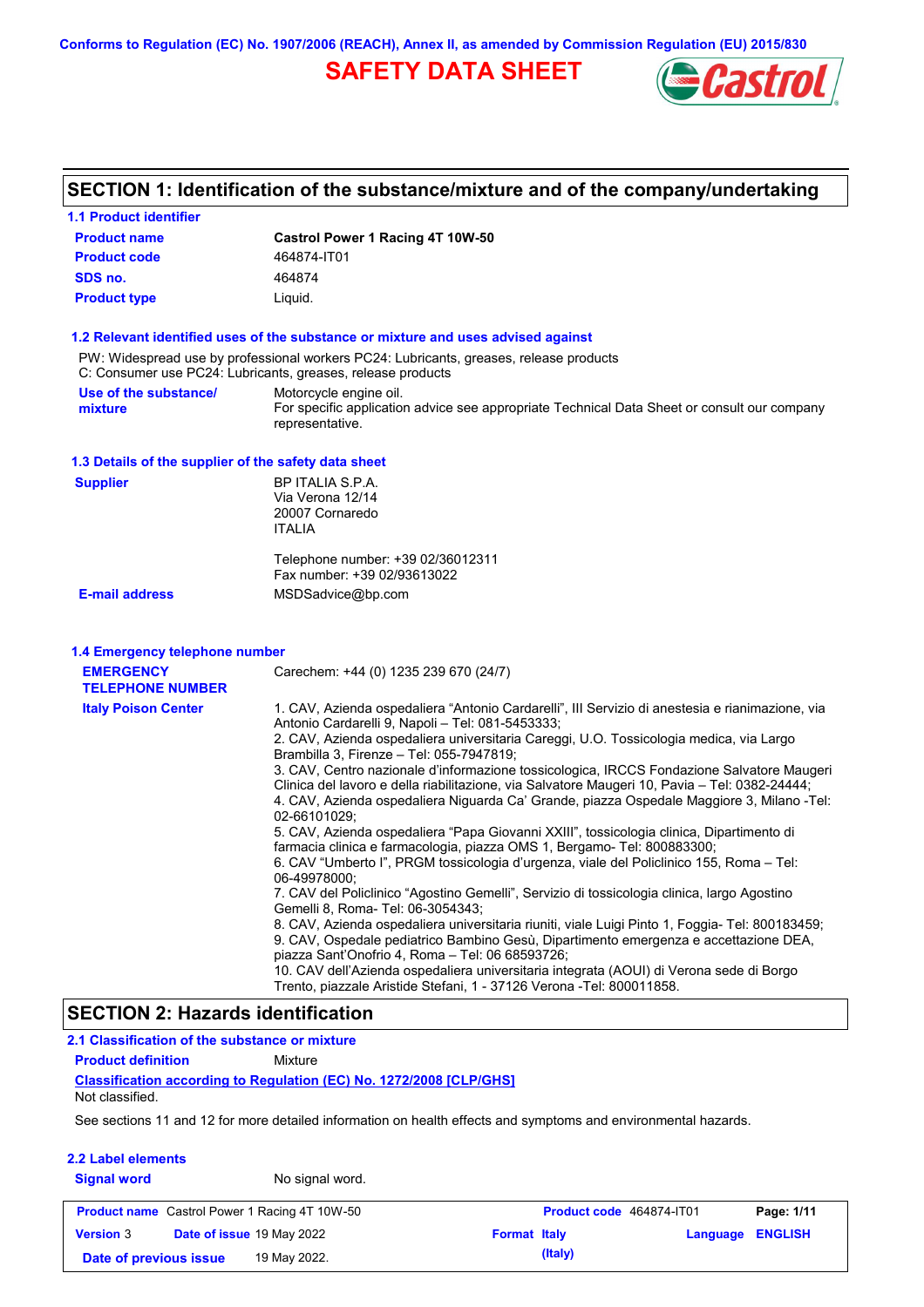Conforms to Regulation (EC) No. 1907/2006 (REACH), Annex II, as amended by Commission Regulation (EU) 2015/830

# SAFETY DATA SHEET

## SECTION 1: Identification of the substance/mixture and of the company/undertaking

### 1.1 Product identifier

| | |
|---|---|
| **Product name** | **Castrol Power 1 Racing 4T 10W-50** |
| **Product code** | 464874-IT01 |
| **SDS no.** | 464874 |
| **Product type** | Liquid. |

### 1.2 Relevant identified uses of the substance or mixture and uses advised against

PW: Widespread use by professional workers PC24: Lubricants, greases, release products
C: Consumer use PC24: Lubricants, greases, release products

**Use of the substance/ mixture**: Motorcycle engine oil.
For specific application advice see appropriate Technical Data Sheet or consult our company representative.

### 1.3 Details of the supplier of the safety data sheet

**Supplier**

BP ITALIA S.P.A.
Via Verona 12/14
20007 Cornaredo
ITALIA

Telephone number: +39 02/36012311
Fax number: +39 02/93613022

**E-mail address**: MSDSadvice@bp.com

### 1.4 Emergency telephone number

**EMERGENCY TELEPHONE NUMBER**: Carechem: +44 (0) 1235 239 670 (24/7)

**Italy Poison Center**

1. CAV, Azienda ospedaliera “Antonio Cardarelli”, III Servizio di anestesia e rianimazione, via Antonio Cardarelli 9, Napoli – Tel: 081-5453333;
2. CAV, Azienda ospedaliera universitaria Careggi, U.O. Tossicologia medica, via Largo Brambilla 3, Firenze – Tel: 055-7947819;
3. CAV, Centro nazionale d’informazione tossicologica, IRCCS Fondazione Salvatore Maugeri Clinica del lavoro e della riabilitazione, via Salvatore Maugeri 10, Pavia – Tel: 0382-24444;
4. CAV, Azienda ospedaliera Niguarda Ca’ Grande, piazza Ospedale Maggiore 3, Milano -Tel: 02-66101029;
5. CAV, Azienda ospedaliera “Papa Giovanni XXIII”, tossicologia clinica, Dipartimento di farmacia clinica e farmacologia, piazza OMS 1, Bergamo- Tel: 800883300;
6. CAV “Umberto I”, PRGM tossicologia d’urgenza, viale del Policlinico 155, Roma – Tel: 06-49978000;
7. CAV del Policlinico “Agostino Gemelli”, Servizio di tossicologia clinica, largo Agostino Gemelli 8, Roma- Tel: 06-3054343;
8. CAV, Azienda ospedaliera universitaria riuniti, viale Luigi Pinto 1, Foggia- Tel: 800183459;
9. CAV, Ospedale pediatrico Bambino Gesù, Dipartimento emergenza e accettazione DEA, piazza Sant’Onofrio 4, Roma – Tel: 06 68593726;
10. CAV dell’Azienda ospedaliera universitaria integrata (AOUI) di Verona sede di Borgo Trento, piazzale Aristide Stefani, 1 - 37126 Verona -Tel: 800011858.

## SECTION 2: Hazards identification

### 2.1 Classification of the substance or mixture

**Product definition**: Mixture

**Classification according to Regulation (EC) No. 1272/2008 [CLP/GHS]**

Not classified.

See sections 11 and 12 for more detailed information on health effects and symptoms and environmental hazards.

### 2.2 Label elements

**Signal word**: No signal word.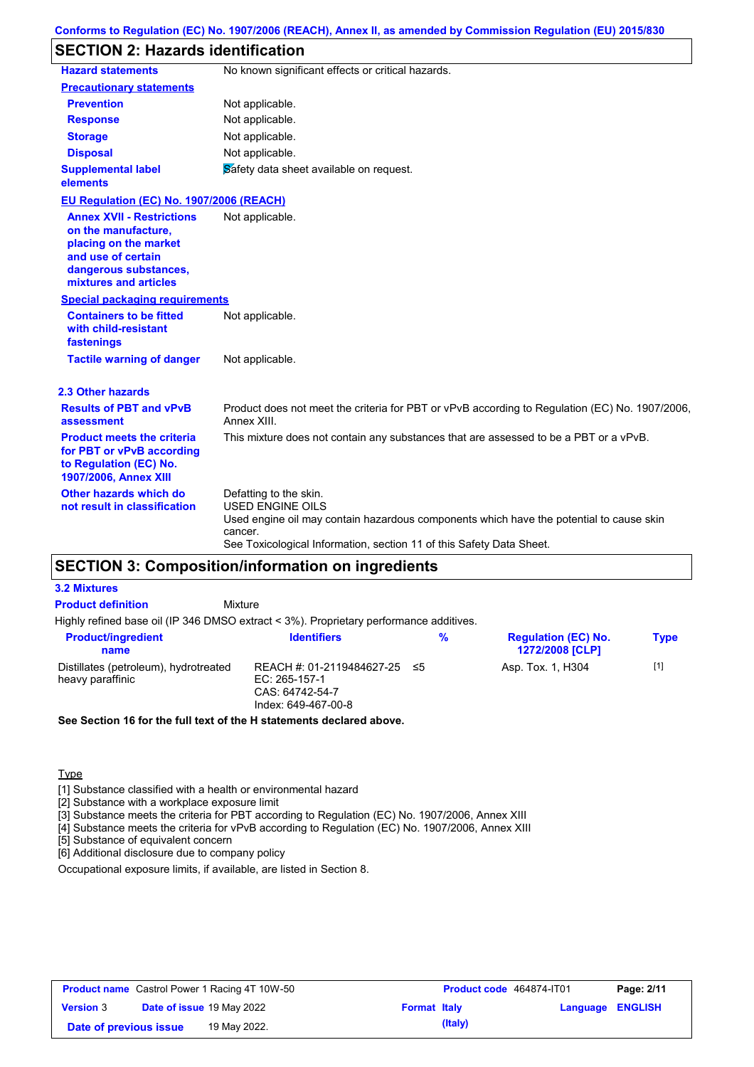## SECTION 2: Hazards identification

| | |
|---|---|
| **Hazard statements** | No known significant effects or critical hazards. |
| **Precautionary statements** | |
| **Prevention** | Not applicable. |
| **Response** | Not applicable. |
| **Storage** | Not applicable. |
| **Disposal** | Not applicable. |
| **Supplemental label elements** | Safety data sheet available on request. |
| **EU Regulation (EC) No. 1907/2006 (REACH)** | |
| **Annex XVII - Restrictions on the manufacture, placing on the market and use of certain dangerous substances, mixtures and articles** | Not applicable. |
| **Special packaging requirements** | |
| **Containers to be fitted with child-resistant fastenings** | Not applicable. |
| **Tactile warning of danger** | Not applicable. |

### 2.3 Other hazards

| | |
|---|---|
| **Results of PBT and vPvB assessment** | Product does not meet the criteria for PBT or vPvB according to Regulation (EC) No. 1907/2006, Annex XIII. |
| **Product meets the criteria for PBT or vPvB according to Regulation (EC) No. 1907/2006, Annex XIII** | This mixture does not contain any substances that are assessed to be a PBT or a vPvB. |
| **Other hazards which do not result in classification** | Defatting to the skin.<br>USED ENGINE OILS<br>Used engine oil may contain hazardous components which have the potential to cause skin cancer.<br>See Toxicological Information, section 11 of this Safety Data Sheet. |

## SECTION 3: Composition/information on ingredients

### 3.2 Mixtures

**Product definition** Mixture

Highly refined base oil (IP 346 DMSO extract < 3%). Proprietary performance additives.

| Product/ingredient name | Identifiers | % | Regulation (EC) No. 1272/2008 [CLP] | Type |
|---|---|---|---|---|
| Distillates (petroleum), hydrotreated heavy paraffinic | REACH #: 01-2119484627-25<br>EC: 265-157-1<br>CAS: 64742-54-7<br>Index: 649-467-00-8 | ≤5 | Asp. Tox. 1, H304 | [1] |

**See Section 16 for the full text of the H statements declared above.**

Type

[1] Substance classified with a health or environmental hazard
[2] Substance with a workplace exposure limit
[3] Substance meets the criteria for PBT according to Regulation (EC) No. 1907/2006, Annex XIII
[4] Substance meets the criteria for vPvB according to Regulation (EC) No. 1907/2006, Annex XIII
[5] Substance of equivalent concern
[6] Additional disclosure due to company policy

Occupational exposure limits, if available, are listed in Section 8.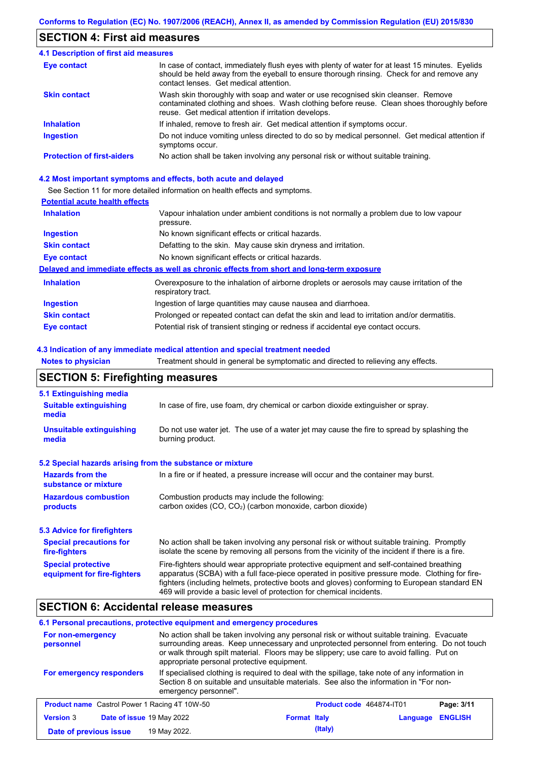## SECTION 4: First aid measures

### 4.1 Description of first aid measures

| | |
|---|---|
| **Eye contact** | In case of contact, immediately flush eyes with plenty of water for at least 15 minutes. Eyelids should be held away from the eyeball to ensure thorough rinsing. Check for and remove any contact lenses. Get medical attention. |
| **Skin contact** | Wash skin thoroughly with soap and water or use recognised skin cleanser. Remove contaminated clothing and shoes. Wash clothing before reuse. Clean shoes thoroughly before reuse. Get medical attention if irritation develops. |
| **Inhalation** | If inhaled, remove to fresh air. Get medical attention if symptoms occur. |
| **Ingestion** | Do not induce vomiting unless directed to do so by medical personnel. Get medical attention if symptoms occur. |
| **Protection of first-aiders** | No action shall be taken involving any personal risk or without suitable training. |

### 4.2 Most important symptoms and effects, both acute and delayed

See Section 11 for more detailed information on health effects and symptoms.

**Potential acute health effects**

| | |
|---|---|
| **Inhalation** | Vapour inhalation under ambient conditions is not normally a problem due to low vapour pressure. |
| **Ingestion** | No known significant effects or critical hazards. |
| **Skin contact** | Defatting to the skin. May cause skin dryness and irritation. |
| **Eye contact** | No known significant effects or critical hazards. |

**Delayed and immediate effects as well as chronic effects from short and long-term exposure**

| | |
|---|---|
| **Inhalation** | Overexposure to the inhalation of airborne droplets or aerosols may cause irritation of the respiratory tract. |
| **Ingestion** | Ingestion of large quantities may cause nausea and diarrhoea. |
| **Skin contact** | Prolonged or repeated contact can defat the skin and lead to irritation and/or dermatitis. |
| **Eye contact** | Potential risk of transient stinging or redness if accidental eye contact occurs. |

### 4.3 Indication of any immediate medical attention and special treatment needed

| | |
|---|---|
| **Notes to physician** | Treatment should in general be symptomatic and directed to relieving any effects. |

## SECTION 5: Firefighting measures

### 5.1 Extinguishing media

| | |
|---|---|
| **Suitable extinguishing media** | In case of fire, use foam, dry chemical or carbon dioxide extinguisher or spray. |
| **Unsuitable extinguishing media** | Do not use water jet. The use of a water jet may cause the fire to spread by splashing the burning product. |

### 5.2 Special hazards arising from the substance or mixture

| | |
|---|---|
| **Hazards from the substance or mixture** | In a fire or if heated, a pressure increase will occur and the container may burst. |
| **Hazardous combustion products** | Combustion products may include the following: carbon oxides (CO, $CO_2$) (carbon monoxide, carbon dioxide) |

### 5.3 Advice for firefighters

| | |
|---|---|
| **Special precautions for fire-fighters** | No action shall be taken involving any personal risk or without suitable training. Promptly isolate the scene by removing all persons from the vicinity of the incident if there is a fire. |
| **Special protective equipment for fire-fighters** | Fire-fighters should wear appropriate protective equipment and self-contained breathing apparatus (SCBA) with a full face-piece operated in positive pressure mode. Clothing for fire-fighters (including helmets, protective boots and gloves) conforming to European standard EN 469 will provide a basic level of protection for chemical incidents. |

## SECTION 6: Accidental release measures

### 6.1 Personal precautions, protective equipment and emergency procedures

| | |
|---|---|
| **For non-emergency personnel** | No action shall be taken involving any personal risk or without suitable training. Evacuate surrounding areas. Keep unnecessary and unprotected personnel from entering. Do not touch or walk through spilt material. Floors may be slippery; use care to avoid falling. Put on appropriate personal protective equipment. |
| **For emergency responders** | If specialised clothing is required to deal with the spillage, take note of any information in Section 8 on suitable and unsuitable materials. See also the information in "For non-emergency personnel". |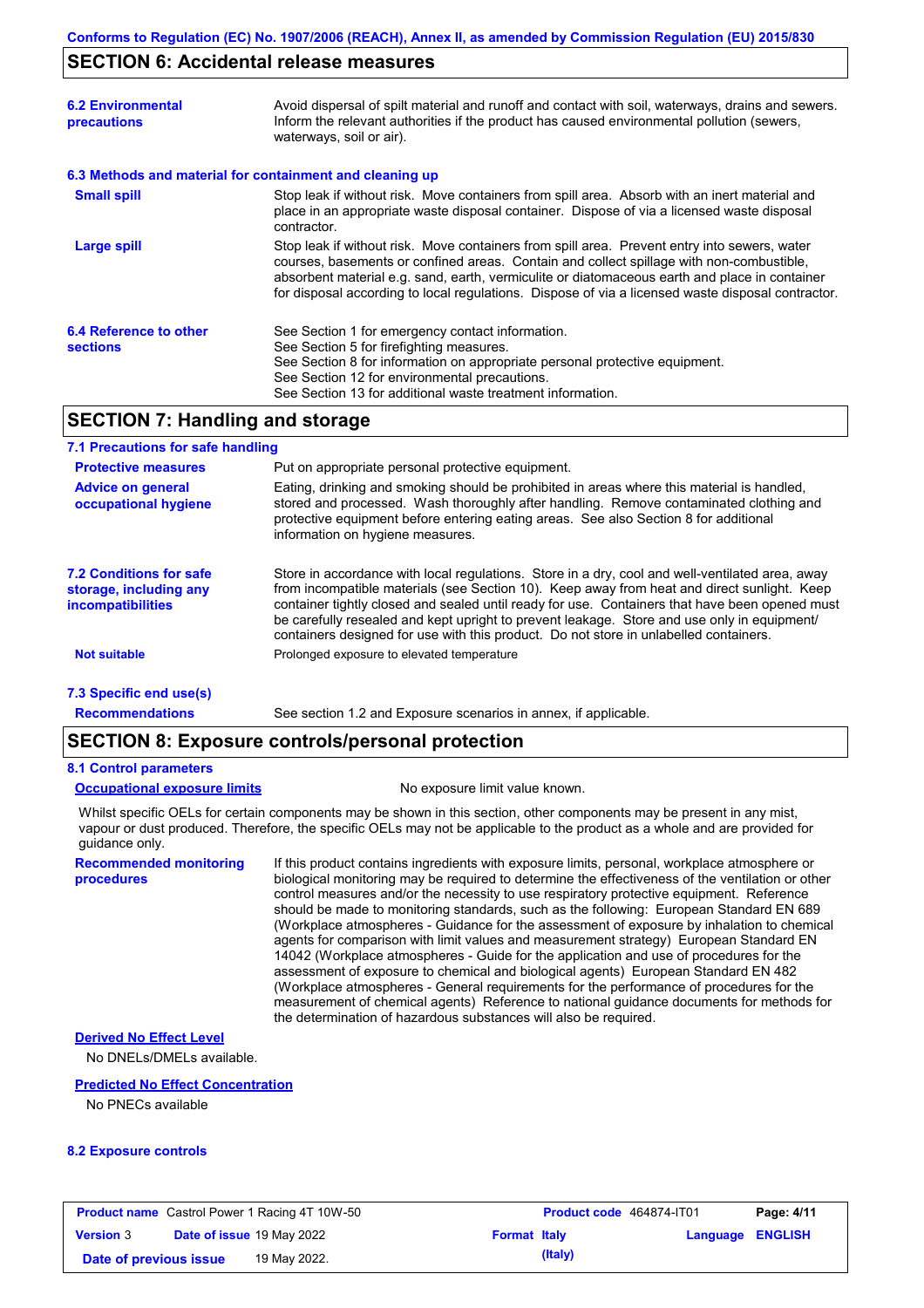## SECTION 6: Accidental release measures

**6.2 Environmental precautions**

Avoid dispersal of spilt material and runoff and contact with soil, waterways, drains and sewers. Inform the relevant authorities if the product has caused environmental pollution (sewers, waterways, soil or air).

**6.3 Methods and material for containment and cleaning up**

**Small spill**

Stop leak if without risk. Move containers from spill area. Absorb with an inert material and place in an appropriate waste disposal container. Dispose of via a licensed waste disposal contractor.

**Large spill**

Stop leak if without risk. Move containers from spill area. Prevent entry into sewers, water courses, basements or confined areas. Contain and collect spillage with non-combustible, absorbent material e.g. sand, earth, vermiculite or diatomaceous earth and place in container for disposal according to local regulations. Dispose of via a licensed waste disposal contractor.

**6.4 Reference to other sections**

See Section 1 for emergency contact information.
See Section 5 for firefighting measures.
See Section 8 for information on appropriate personal protective equipment.
See Section 12 for environmental precautions.
See Section 13 for additional waste treatment information.

## SECTION 7: Handling and storage

**7.1 Precautions for safe handling**

**Protective measures**

Put on appropriate personal protective equipment.

**Advice on general occupational hygiene**

Eating, drinking and smoking should be prohibited in areas where this material is handled, stored and processed. Wash thoroughly after handling. Remove contaminated clothing and protective equipment before entering eating areas. See also Section 8 for additional information on hygiene measures.

**7.2 Conditions for safe storage, including any incompatibilities**

Store in accordance with local regulations. Store in a dry, cool and well-ventilated area, away from incompatible materials (see Section 10). Keep away from heat and direct sunlight. Keep container tightly closed and sealed until ready for use. Containers that have been opened must be carefully resealed and kept upright to prevent leakage. Store and use only in equipment/ containers designed for use with this product. Do not store in unlabelled containers.

**Not suitable**

Prolonged exposure to elevated temperature

**7.3 Specific end use(s)**

**Recommendations**

See section 1.2 and Exposure scenarios in annex, if applicable.

## SECTION 8: Exposure controls/personal protection

**8.1 Control parameters**

**Occupational exposure limits**

No exposure limit value known.

Whilst specific OELs for certain components may be shown in this section, other components may be present in any mist, vapour or dust produced. Therefore, the specific OELs may not be applicable to the product as a whole and are provided for guidance only.

**Recommended monitoring procedures**

If this product contains ingredients with exposure limits, personal, workplace atmosphere or biological monitoring may be required to determine the effectiveness of the ventilation or other control measures and/or the necessity to use respiratory protective equipment. Reference should be made to monitoring standards, such as the following: European Standard EN 689 (Workplace atmospheres - Guidance for the assessment of exposure by inhalation to chemical agents for comparison with limit values and measurement strategy) European Standard EN 14042 (Workplace atmospheres - Guide for the application and use of procedures for the assessment of exposure to chemical and biological agents) European Standard EN 482 (Workplace atmospheres - General requirements for the performance of procedures for the measurement of chemical agents) Reference to national guidance documents for methods for the determination of hazardous substances will also be required.

**Derived No Effect Level**

No DNELs/DMELs available.

**Predicted No Effect Concentration**

No PNECs available

**8.2 Exposure controls**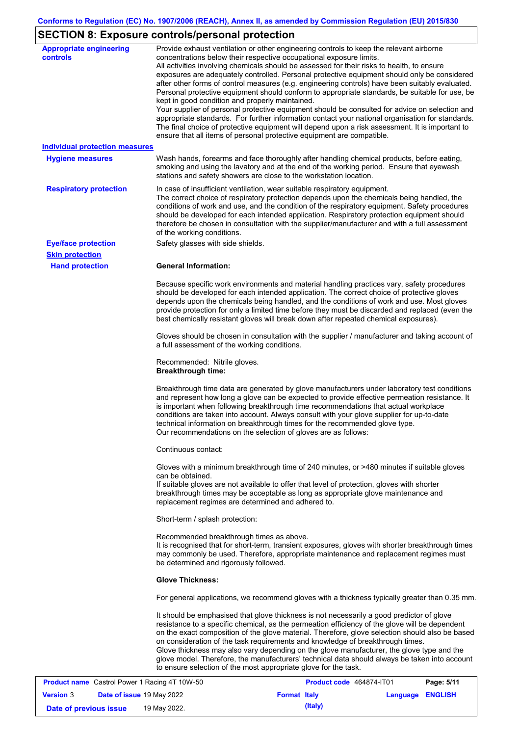## SECTION 8: Exposure controls/personal protection

**Appropriate engineering controls**

Provide exhaust ventilation or other engineering controls to keep the relevant airborne concentrations below their respective occupational exposure limits.
All activities involving chemicals should be assessed for their risks to health, to ensure exposures are adequately controlled. Personal protective equipment should only be considered after other forms of control measures (e.g. engineering controls) have been suitably evaluated. Personal protective equipment should conform to appropriate standards, be suitable for use, be kept in good condition and properly maintained.
Your supplier of personal protective equipment should be consulted for advice on selection and appropriate standards. For further information contact your national organisation for standards. The final choice of protective equipment will depend upon a risk assessment. It is important to ensure that all items of personal protective equipment are compatible.

**Individual protection measures**

**Hygiene measures**

Wash hands, forearms and face thoroughly after handling chemical products, before eating, smoking and using the lavatory and at the end of the working period. Ensure that eyewash stations and safety showers are close to the workstation location.

**Respiratory protection**

In case of insufficient ventilation, wear suitable respiratory equipment.
The correct choice of respiratory protection depends upon the chemicals being handled, the conditions of work and use, and the condition of the respiratory equipment. Safety procedures should be developed for each intended application. Respiratory protection equipment should therefore be chosen in consultation with the supplier/manufacturer and with a full assessment of the working conditions.

**Eye/face protection**

Safety glasses with side shields.

**Skin protection**

**Hand protection**

**General Information:**

Because specific work environments and material handling practices vary, safety procedures should be developed for each intended application. The correct choice of protective gloves depends upon the chemicals being handled, and the conditions of work and use. Most gloves provide protection for only a limited time before they must be discarded and replaced (even the best chemically resistant gloves will break down after repeated chemical exposures).

Gloves should be chosen in consultation with the supplier / manufacturer and taking account of a full assessment of the working conditions.

Recommended: Nitrile gloves.
**Breakthrough time:**

Breakthrough time data are generated by glove manufacturers under laboratory test conditions and represent how long a glove can be expected to provide effective permeation resistance. It is important when following breakthrough time recommendations that actual workplace conditions are taken into account. Always consult with your glove supplier for up-to-date technical information on breakthrough times for the recommended glove type.
Our recommendations on the selection of gloves are as follows:

Continuous contact:

Gloves with a minimum breakthrough time of 240 minutes, or >480 minutes if suitable gloves can be obtained.
If suitable gloves are not available to offer that level of protection, gloves with shorter breakthrough times may be acceptable as long as appropriate glove maintenance and replacement regimes are determined and adhered to.

Short-term / splash protection:

Recommended breakthrough times as above.
It is recognised that for short-term, transient exposures, gloves with shorter breakthrough times may commonly be used. Therefore, appropriate maintenance and replacement regimes must be determined and rigorously followed.

**Glove Thickness:**

For general applications, we recommend gloves with a thickness typically greater than 0.35 mm.

It should be emphasised that glove thickness is not necessarily a good predictor of glove resistance to a specific chemical, as the permeation efficiency of the glove will be dependent on the exact composition of the glove material. Therefore, glove selection should also be based on consideration of the task requirements and knowledge of breakthrough times.
Glove thickness may also vary depending on the glove manufacturer, the glove type and the glove model. Therefore, the manufacturers' technical data should always be taken into account to ensure selection of the most appropriate glove for the task.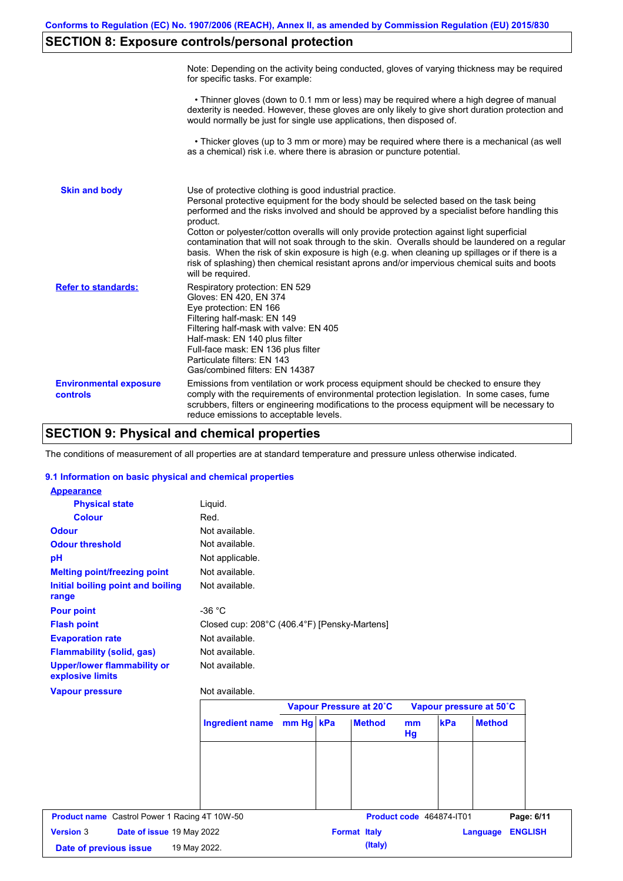## SECTION 8: Exposure controls/personal protection

Note: Depending on the activity being conducted, gloves of varying thickness may be required for specific tasks. For example:

• Thinner gloves (down to 0.1 mm or less) may be required where a high degree of manual dexterity is needed. However, these gloves are only likely to give short duration protection and would normally be just for single use applications, then disposed of.

• Thicker gloves (up to 3 mm or more) may be required where there is a mechanical (as well as a chemical) risk i.e. where there is abrasion or puncture potential.

**Skin and body**

Use of protective clothing is good industrial practice.
Personal protective equipment for the body should be selected based on the task being performed and the risks involved and should be approved by a specialist before handling this product.
Cotton or polyester/cotton overalls will only provide protection against light superficial contamination that will not soak through to the skin. Overalls should be laundered on a regular basis. When the risk of skin exposure is high (e.g. when cleaning up spillages or if there is a risk of splashing) then chemical resistant aprons and/or impervious chemical suits and boots will be required.

**Refer to standards:**

Respiratory protection: EN 529
Gloves: EN 420, EN 374
Eye protection: EN 166
Filtering half-mask: EN 149
Filtering half-mask with valve: EN 405
Half-mask: EN 140 plus filter
Full-face mask: EN 136 plus filter
Particulate filters: EN 143
Gas/combined filters: EN 14387

**Environmental exposure controls**

Emissions from ventilation or work process equipment should be checked to ensure they comply with the requirements of environmental protection legislation. In some cases, fume scrubbers, filters or engineering modifications to the process equipment will be necessary to reduce emissions to acceptable levels.

## SECTION 9: Physical and chemical properties

The conditions of measurement of all properties are at standard temperature and pressure unless otherwise indicated.

### 9.1 Information on basic physical and chemical properties

**Appearance**

| | |
|---|---|
| **Physical state** | Liquid. |
| **Colour** | Red. |
| **Odour** | Not available. |
| **Odour threshold** | Not available. |
| **pH** | Not applicable. |
| **Melting point/freezing point** | Not available. |
| **Initial boiling point and boiling range** | Not available. |
| **Pour point** | -36 °C |
| **Flash point** | Closed cup: 208°C (406.4°F) [Pensky-Martens] |
| **Evaporation rate** | Not available. |
| **Flammability (solid, gas)** | Not available. |
| **Upper/lower flammability or explosive limits** | Not available. |
| **Vapour pressure** | Not available. |

| | Vapour Pressure at 20˚C | | | Vapour pressure at 50˚C | | |
|---|---|---|---|---|---|---|
| **Ingredient name** | **mm Hg** | **kPa** | **Method** | **mm Hg** | **kPa** | **Method** |
| | | | | | | |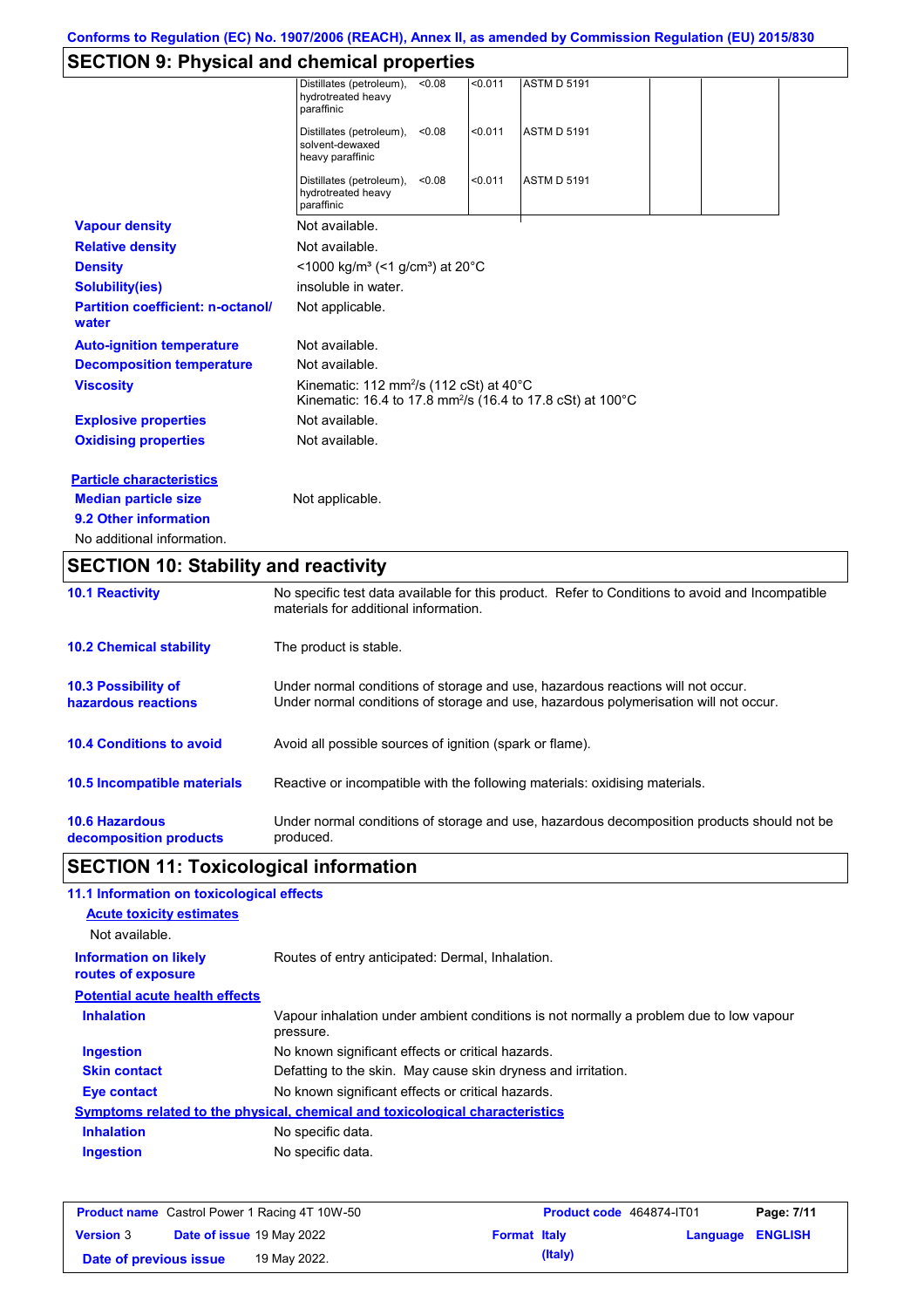## SECTION 9: Physical and chemical properties

| | | | | | | |
|---|---|---|---|---|---|---|
| | Distillates (petroleum), hydrotreated heavy paraffinic | <0.08 | <0.011 | ASTM D 5191 | | |
| | Distillates (petroleum), solvent-dewaxed heavy paraffinic | <0.08 | <0.011 | ASTM D 5191 | | |
| | Distillates (petroleum), hydrotreated heavy paraffinic | <0.08 | <0.011 | ASTM D 5191 | | |

**Vapour density** Not available.

**Relative density** Not available.

**Density** <1000 kg/m³ (<1 g/cm³) at 20°C

**Solubility(ies)** insoluble in water.

**Partition coefficient: n-octanol/water** Not applicable.

**Auto-ignition temperature** Not available.

**Decomposition temperature** Not available.

**Viscosity** Kinematic: 112 mm²/s (112 cSt) at 40°C
Kinematic: 16.4 to 17.8 mm²/s (16.4 to 17.8 cSt) at 100°C

**Explosive properties** Not available.

**Oxidising properties** Not available.

**Particle characteristics**

**Median particle size** Not applicable.

**9.2 Other information**

No additional information.

## SECTION 10: Stability and reactivity

**10.1 Reactivity** No specific test data available for this product. Refer to Conditions to avoid and Incompatible materials for additional information.

**10.2 Chemical stability** The product is stable.

**10.3 Possibility of hazardous reactions** Under normal conditions of storage and use, hazardous reactions will not occur.
Under normal conditions of storage and use, hazardous polymerisation will not occur.

**10.4 Conditions to avoid** Avoid all possible sources of ignition (spark or flame).

**10.5 Incompatible materials** Reactive or incompatible with the following materials: oxidising materials.

**10.6 Hazardous decomposition products** Under normal conditions of storage and use, hazardous decomposition products should not be produced.

## SECTION 11: Toxicological information

**11.1 Information on toxicological effects**

**Acute toxicity estimates**

Not available.

**Information on likely routes of exposure** Routes of entry anticipated: Dermal, Inhalation.

**Potential acute health effects**

**Inhalation** Vapour inhalation under ambient conditions is not normally a problem due to low vapour pressure.

**Ingestion** No known significant effects or critical hazards.

**Skin contact** Defatting to the skin. May cause skin dryness and irritation.

**Eye contact** No known significant effects or critical hazards.

**Symptoms related to the physical, chemical and toxicological characteristics**

**Inhalation** No specific data.

**Ingestion** No specific data.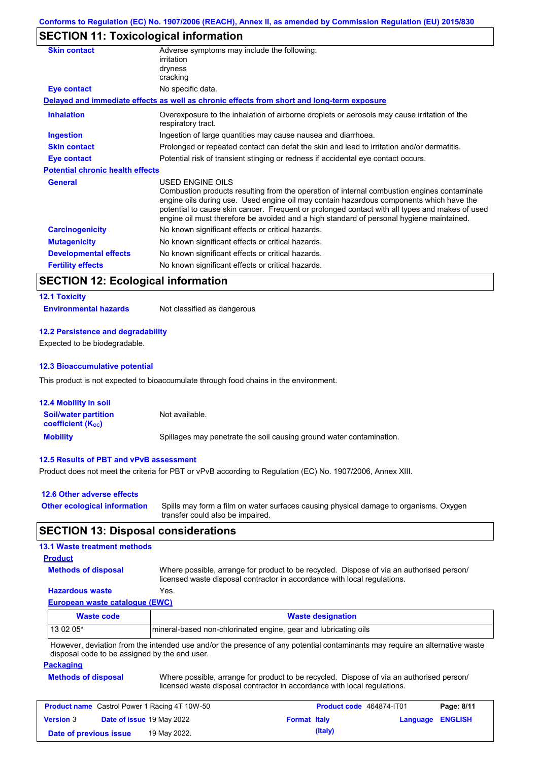## SECTION 11: Toxicological information

**Skin contact** Adverse symptoms may include the following:
irritation
dryness
cracking

**Eye contact** No specific data.

**Delayed and immediate effects as well as chronic effects from short and long-term exposure**

**Inhalation** Overexposure to the inhalation of airborne droplets or aerosols may cause irritation of the respiratory tract.

**Ingestion** Ingestion of large quantities may cause nausea and diarrhoea.

**Skin contact** Prolonged or repeated contact can defat the skin and lead to irritation and/or dermatitis.

**Eye contact** Potential risk of transient stinging or redness if accidental eye contact occurs.

**Potential chronic health effects**

**General** USED ENGINE OILS
Combustion products resulting from the operation of internal combustion engines contaminate engine oils during use. Used engine oil may contain hazardous components which have the potential to cause skin cancer. Frequent or prolonged contact with all types and makes of used engine oil must therefore be avoided and a high standard of personal hygiene maintained.

**Carcinogenicity** No known significant effects or critical hazards.

**Mutagenicity** No known significant effects or critical hazards.

**Developmental effects** No known significant effects or critical hazards.

**Fertility effects** No known significant effects or critical hazards.

## SECTION 12: Ecological information

### 12.1 Toxicity

**Environmental hazards** Not classified as dangerous

### 12.2 Persistence and degradability

Expected to be biodegradable.

### 12.3 Bioaccumulative potential

This product is not expected to bioaccumulate through food chains in the environment.

### 12.4 Mobility in soil

**Soil/water partition coefficient ($K_{OC}$)** Not available.

**Mobility** Spillages may penetrate the soil causing ground water contamination.

### 12.5 Results of PBT and vPvB assessment

Product does not meet the criteria for PBT or vPvB according to Regulation (EC) No. 1907/2006, Annex XIII.

### 12.6 Other adverse effects

**Other ecological information** Spills may form a film on water surfaces causing physical damage to organisms. Oxygen transfer could also be impaired.

## SECTION 13: Disposal considerations

### 13.1 Waste treatment methods

**Product**

**Methods of disposal** Where possible, arrange for product to be recycled. Dispose of via an authorised person/ licensed waste disposal contractor in accordance with local regulations.

**Hazardous waste** Yes.

**European waste catalogue (EWC)**

| Waste code | Waste designation |
|---|---|
| 13 02 05* | mineral-based non-chlorinated engine, gear and lubricating oils |

However, deviation from the intended use and/or the presence of any potential contaminants may require an alternative waste disposal code to be assigned by the end user.

**Packaging**

**Methods of disposal** Where possible, arrange for product to be recycled. Dispose of via an authorised person/ licensed waste disposal contractor in accordance with local regulations.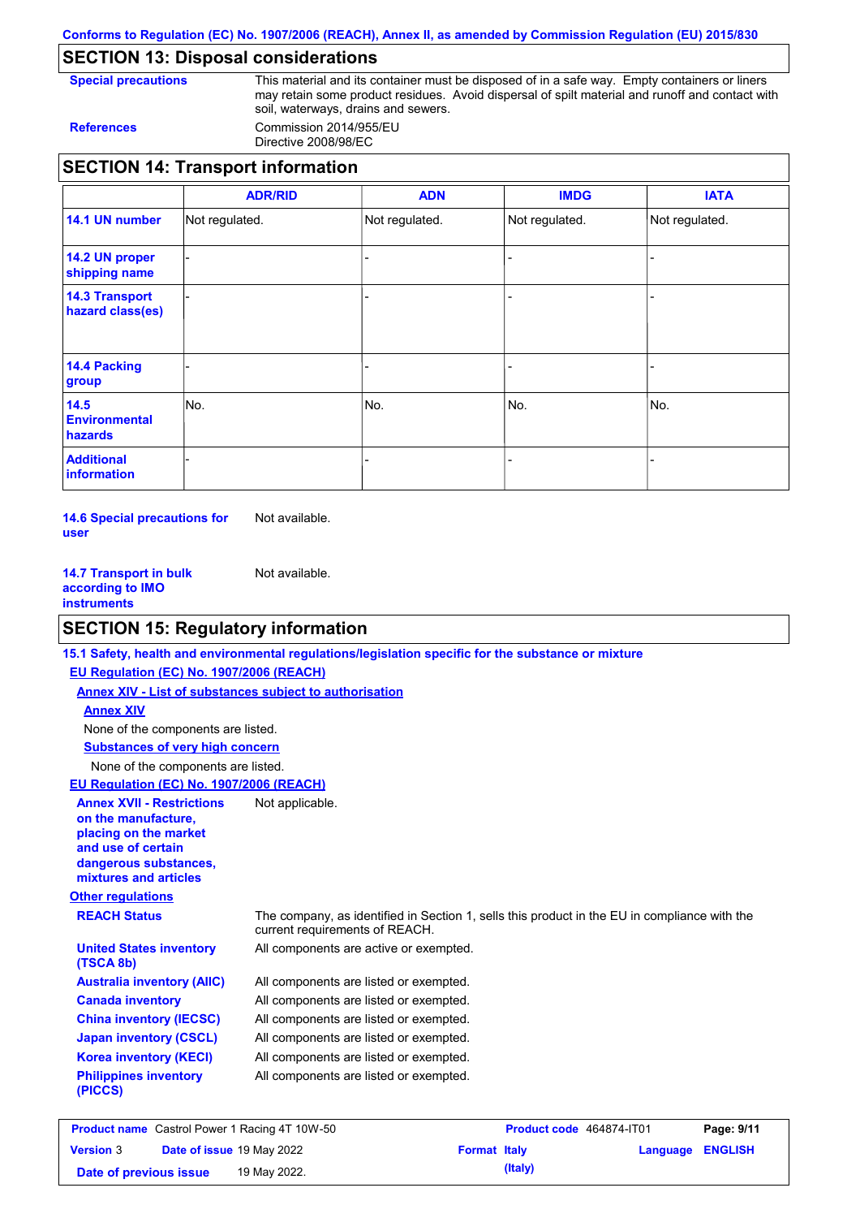## SECTION 13: Disposal considerations

**Special precautions** This material and its container must be disposed of in a safe way. Empty containers or liners may retain some product residues. Avoid dispersal of spilt material and runoff and contact with soil, waterways, drains and sewers.

**References** Commission 2014/955/EU
Directive 2008/98/EC

## SECTION 14: Transport information

| | ADR/RID | ADN | IMDG | IATA |
|---|---|---|---|---|
| **14.1 UN number** | Not regulated. | Not regulated. | Not regulated. | Not regulated. |
| **14.2 UN proper shipping name** | - | - | - | - |
| **14.3 Transport hazard class(es)** | - | - | - | - |
| **14.4 Packing group** | - | - | - | - |
| **14.5 Environmental hazards** | No. | No. | No. | No. |
| **Additional information** | - | - | - | - |

**14.6 Special precautions for user** Not available.

**14.7 Transport in bulk according to IMO instruments** Not available.

## SECTION 15: Regulatory information

**15.1 Safety, health and environmental regulations/legislation specific for the substance or mixture**

**EU Regulation (EC) No. 1907/2006 (REACH)**

**Annex XIV - List of substances subject to authorisation**

**Annex XIV**

None of the components are listed.

**Substances of very high concern**

None of the components are listed.

**EU Regulation (EC) No. 1907/2006 (REACH)**

**Annex XVII - Restrictions on the manufacture, placing on the market and use of certain dangerous substances, mixtures and articles** Not applicable.

**Other regulations**

**REACH Status** The company, as identified in Section 1, sells this product in the EU in compliance with the current requirements of REACH.

**United States inventory (TSCA 8b)** All components are active or exempted.

**Australia inventory (AIIC)** All components are listed or exempted.

**Canada inventory** All components are listed or exempted.

**China inventory (IECSC)** All components are listed or exempted.

**Japan inventory (CSCL)** All components are listed or exempted.

**Korea inventory (KECI)** All components are listed or exempted.

**Philippines inventory (PICCS)** All components are listed or exempted.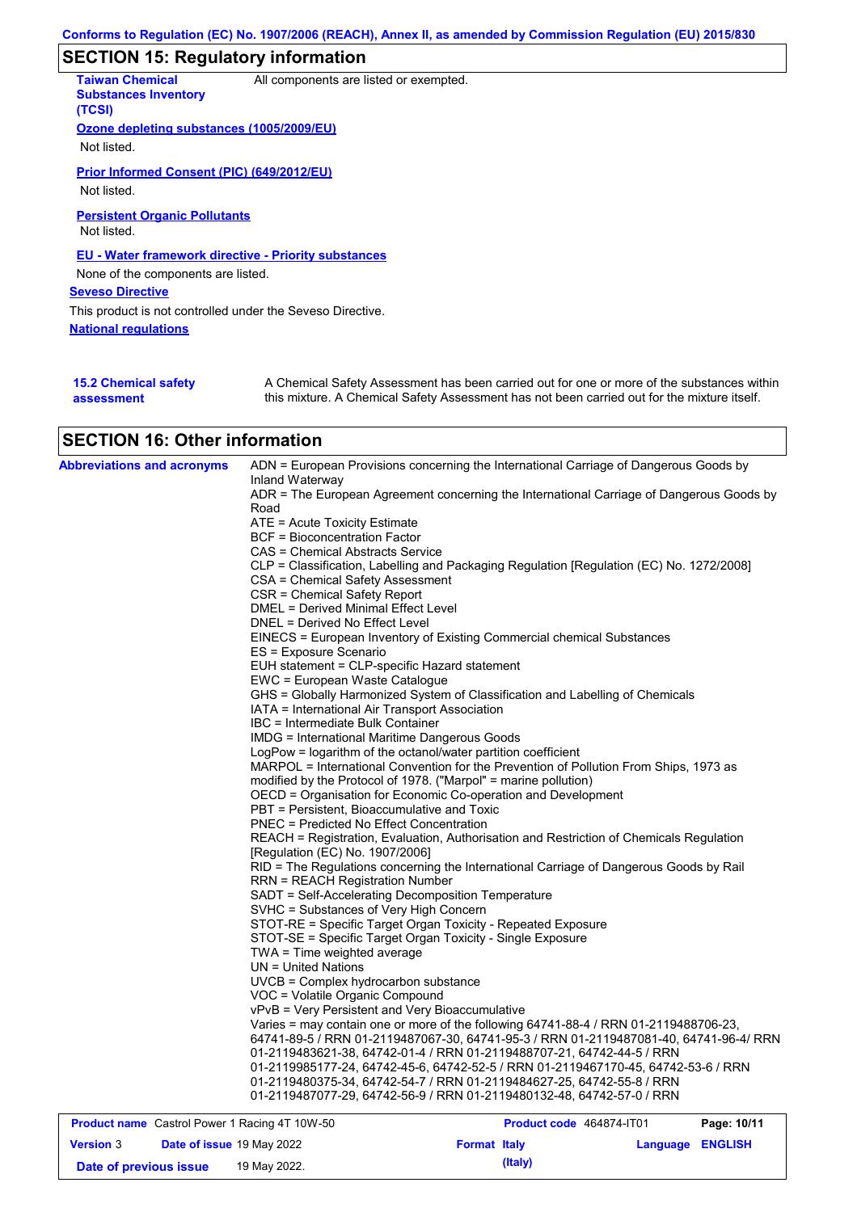## SECTION 15: Regulatory information

**Taiwan Chemical Substances Inventory (TCSI)**: All components are listed or exempted.

**Ozone depleting substances (1005/2009/EU)**

Not listed.

**Prior Informed Consent (PIC) (649/2012/EU)**

Not listed.

**Persistent Organic Pollutants**

Not listed.

**EU - Water framework directive - Priority substances**

None of the components are listed.

**Seveso Directive**

This product is not controlled under the Seveso Directive.

**National regulations**

**15.2 Chemical safety assessment**: A Chemical Safety Assessment has been carried out for one or more of the substances within this mixture. A Chemical Safety Assessment has not been carried out for the mixture itself.

## SECTION 16: Other information

**Abbreviations and acronyms**

ADN = European Provisions concerning the International Carriage of Dangerous Goods by Inland Waterway
ADR = The European Agreement concerning the International Carriage of Dangerous Goods by Road
ATE = Acute Toxicity Estimate
BCF = Bioconcentration Factor
CAS = Chemical Abstracts Service
CLP = Classification, Labelling and Packaging Regulation [Regulation (EC) No. 1272/2008]
CSA = Chemical Safety Assessment
CSR = Chemical Safety Report
DMEL = Derived Minimal Effect Level
DNEL = Derived No Effect Level
EINECS = European Inventory of Existing Commercial chemical Substances
ES = Exposure Scenario
EUH statement = CLP-specific Hazard statement
EWC = European Waste Catalogue
GHS = Globally Harmonized System of Classification and Labelling of Chemicals
IATA = International Air Transport Association
IBC = Intermediate Bulk Container
IMDG = International Maritime Dangerous Goods
LogPow = logarithm of the octanol/water partition coefficient
MARPOL = International Convention for the Prevention of Pollution From Ships, 1973 as modified by the Protocol of 1978. ("Marpol" = marine pollution)
OECD = Organisation for Economic Co-operation and Development
PBT = Persistent, Bioaccumulative and Toxic
PNEC = Predicted No Effect Concentration
REACH = Registration, Evaluation, Authorisation and Restriction of Chemicals Regulation [Regulation (EC) No. 1907/2006]
RID = The Regulations concerning the International Carriage of Dangerous Goods by Rail
RRN = REACH Registration Number
SADT = Self-Accelerating Decomposition Temperature
SVHC = Substances of Very High Concern
STOT-RE = Specific Target Organ Toxicity - Repeated Exposure
STOT-SE = Specific Target Organ Toxicity - Single Exposure
TWA = Time weighted average
UN = United Nations
UVCB = Complex hydrocarbon substance
VOC = Volatile Organic Compound
vPvB = Very Persistent and Very Bioaccumulative
Varies = may contain one or more of the following 64741-88-4 / RRN 01-2119488706-23, 64741-89-5 / RRN 01-2119487067-30, 64741-95-3 / RRN 01-2119487081-40, 64741-96-4/ RRN 01-2119483621-38, 64742-01-4 / RRN 01-2119488707-21, 64742-44-5 / RRN 01-2119985177-24, 64742-45-6, 64742-52-5 / RRN 01-2119467170-45, 64742-53-6 / RRN 01-2119480375-34, 64742-54-7 / RRN 01-2119484627-25, 64742-55-8 / RRN 01-2119487077-29, 64742-56-9 / RRN 01-2119480132-48, 64742-57-0 / RRN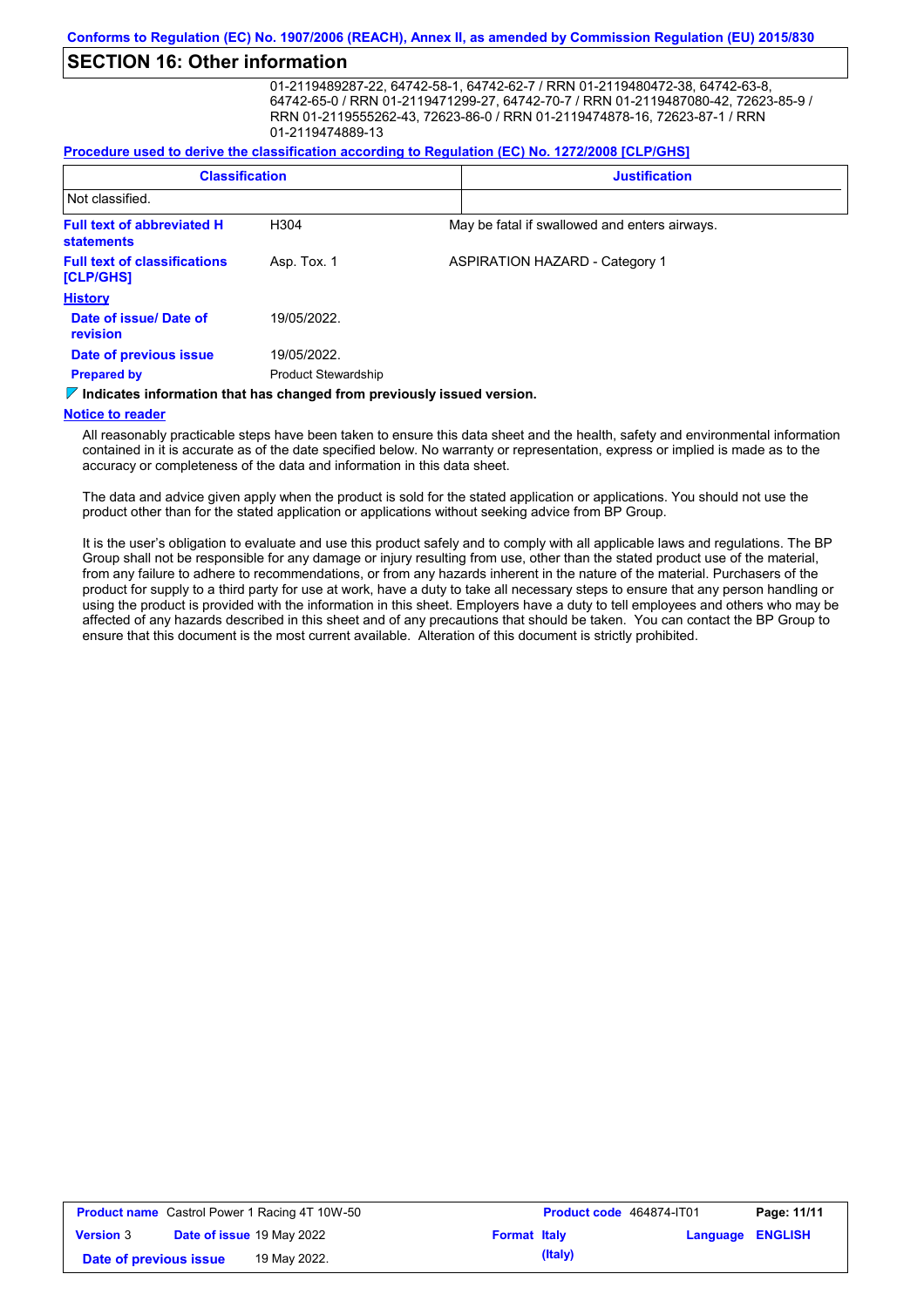## SECTION 16: Other information

01-2119489287-22, 64742-58-1, 64742-62-7 / RRN 01-2119480472-38, 64742-63-8, 64742-65-0 / RRN 01-2119471299-27, 64742-70-7 / RRN 01-2119487080-42, 72623-85-9 / RRN 01-2119555262-43, 72623-86-0 / RRN 01-2119474878-16, 72623-87-1 / RRN 01-2119474889-13

**Procedure used to derive the classification according to Regulation (EC) No. 1272/2008 [CLP/GHS]**

| Classification | Justification |
|---|---|
| Not classified. | |

| | | |
|---|---|---|
| **Full text of abbreviated H statements** | H304 | May be fatal if swallowed and enters airways. |
| **Full text of classifications [CLP/GHS]** | Asp. Tox. 1 | ASPIRATION HAZARD - Category 1 |

**History**

| | |
|---|---|
| **Date of issue/ Date of revision** | 19/05/2022. |
| **Date of previous issue** | 19/05/2022. |
| **Prepared by** | Product Stewardship |

**Indicates information that has changed from previously issued version.**

**Notice to reader**

All reasonably practicable steps have been taken to ensure this data sheet and the health, safety and environmental information contained in it is accurate as of the date specified below. No warranty or representation, express or implied is made as to the accuracy or completeness of the data and information in this data sheet.

The data and advice given apply when the product is sold for the stated application or applications. You should not use the product other than for the stated application or applications without seeking advice from BP Group.

It is the user's obligation to evaluate and use this product safely and to comply with all applicable laws and regulations. The BP Group shall not be responsible for any damage or injury resulting from use, other than the stated product use of the material, from any failure to adhere to recommendations, or from any hazards inherent in the nature of the material. Purchasers of the product for supply to a third party for use at work, have a duty to take all necessary steps to ensure that any person handling or using the product is provided with the information in this sheet. Employers have a duty to tell employees and others who may be affected of any hazards described in this sheet and of any precautions that should be taken. You can contact the BP Group to ensure that this document is the most current available. Alteration of this document is strictly prohibited.